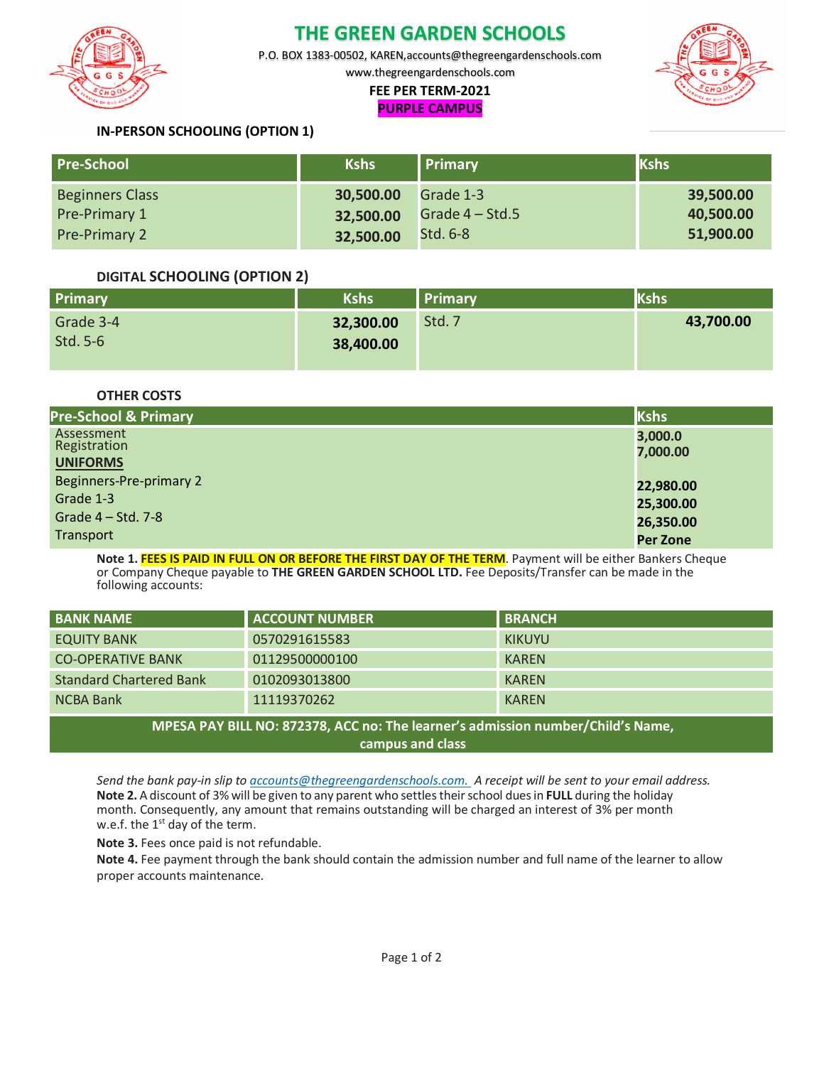# THE GREEN GARDEN SCHOOLS

P.O. BOX 1383-00502, KAREN,accounts@thegreengardenschools.com

www.thegreengardenschools.com

**FEE PER TERM-2021**

**PURPLE CAMPUS**

### IN-PERSON SCHOOLING (OPTION 1)

| Pre-School | Kshs | Primary | Kshs |
|---|---|---|---|
| Beginners Class | **30,500.00** | Grade 1-3 | **39,500.00** |
| Pre-Primary 1 | **32,500.00** | Grade 4 – Std.5 | **40,500.00** |
| Pre-Primary 2 | **32,500.00** | Std. 6-8 | **51,900.00** |

### DIGITAL SCHOOLING (OPTION 2)

| Primary | Kshs | Primary | Kshs |
|---|---|---|---|
| Grade 3-4 | **32,300.00** | Std. 7 | **43,700.00** |
| Std. 5-6 | **38,400.00** | | |

### OTHER COSTS

| Pre-School & Primary | Kshs |
|---|---|
| Assessment | **3,000.0** |
| Registration | **7,000.00** |
| **UNIFORMS** | |
| Beginners-Pre-primary 2 | **22,980.00** |
| Grade 1-3 | **25,300.00** |
| Grade 4 – Std. 7-8 | **26,350.00** |
| Transport | **Per Zone** |

**Note 1. FEES IS PAID IN FULL ON OR BEFORE THE FIRST DAY OF THE TERM**. Payment will be either Bankers Cheque or Company Cheque payable to **THE GREEN GARDEN SCHOOL LTD.** Fee Deposits/Transfer can be made in the following accounts:

| BANK NAME | ACCOUNT NUMBER | BRANCH |
|---|---|---|
| EQUITY BANK | 0570291615583 | KIKUYU |
| CO-OPERATIVE BANK | 01129500000100 | KAREN |
| Standard Chartered Bank | 0102093013800 | KAREN |
| NCBA Bank | 11119370262 | KAREN |

**MPESA PAY BILL NO: 872378, ACC no: The learner's admission number/Child's Name, campus and class**

*Send the bank pay-in slip to accounts@thegreengardenschools.com. A receipt will be sent to your email address.*

**Note 2.** A discount of 3% will be given to any parent who settles their school dues in **FULL** during the holiday month. Consequently, any amount that remains outstanding will be charged an interest of 3% per month w.e.f. the 1st day of the term.

**Note 3.** Fees once paid is not refundable.

**Note 4.** Fee payment through the bank should contain the admission number and full name of the learner to allow proper accounts maintenance.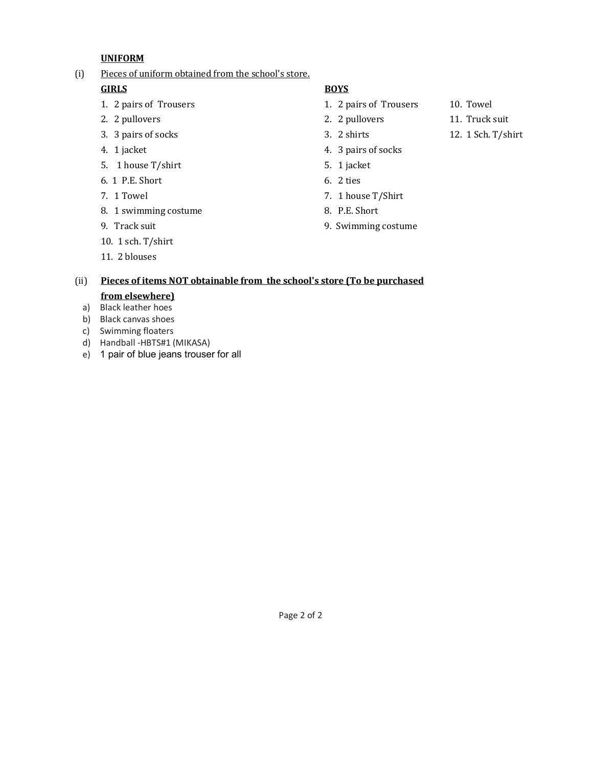**UNIFORM**

(i) Pieces of uniform obtained from the school's store.

**GIRLS**

1. 2 pairs of Trousers
2. 2 pullovers
3. 3 pairs of socks
4. 1 jacket
5. 1 house T/shirt
6. 1 P.E. Short
7. 1 Towel
8. 1 swimming costume
9. Track suit
10. 1 sch. T/shirt
11. 2 blouses

**BOYS**

1. 2 pairs of Trousers
2. 2 pullovers
3. 2 shirts
4. 3 pairs of socks
5. 1 jacket
6. 2 ties
7. 1 house T/Shirt
8. P.E. Short
9. Swimming costume
10. Towel
11. Truck suit
12. 1 Sch. T/shirt

(ii) **Pieces of items NOT obtainable from the school's store (To be purchased from elsewhere)**

a) Black leather hoes
b) Black canvas shoes
c) Swimming floaters
d) Handball -HBTS#1 (MIKASA)
e) 1 pair of blue jeans trouser for all